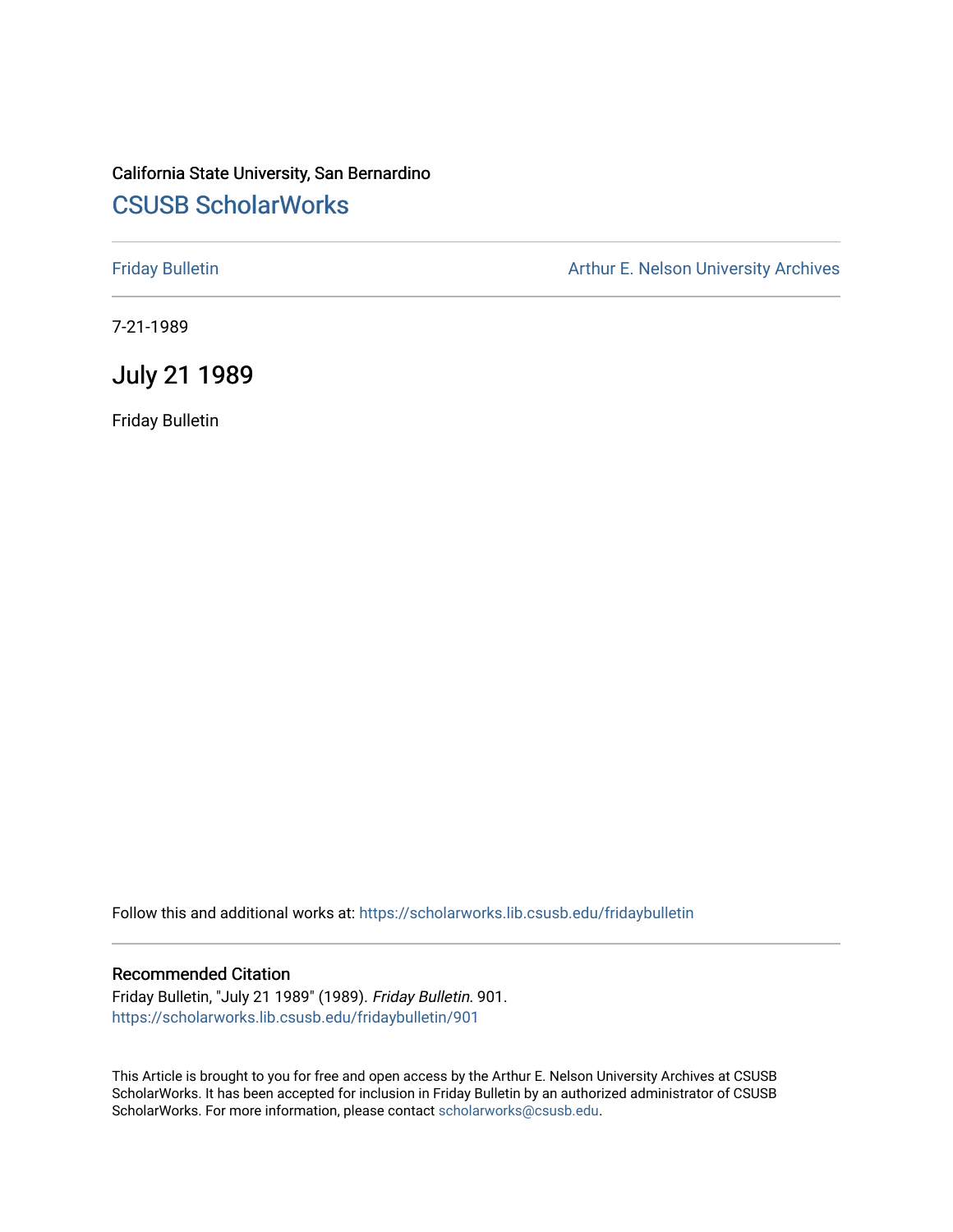California State University, San Bernardino

# CSUSB ScholarWorks

Friday Bulletin

Arthur E. Nelson University Archives

7-21-1989

## July 21 1989

Friday Bulletin

Follow this and additional works at: https://scholarworks.lib.csusb.edu/fridaybulletin

### Recommended Citation

Friday Bulletin, "July 21 1989" (1989). *Friday Bulletin*. 901.
https://scholarworks.lib.csusb.edu/fridaybulletin/901

This Article is brought to you for free and open access by the Arthur E. Nelson University Archives at CSUSB ScholarWorks. It has been accepted for inclusion in Friday Bulletin by an authorized administrator of CSUSB ScholarWorks. For more information, please contact scholarworks@csusb.edu.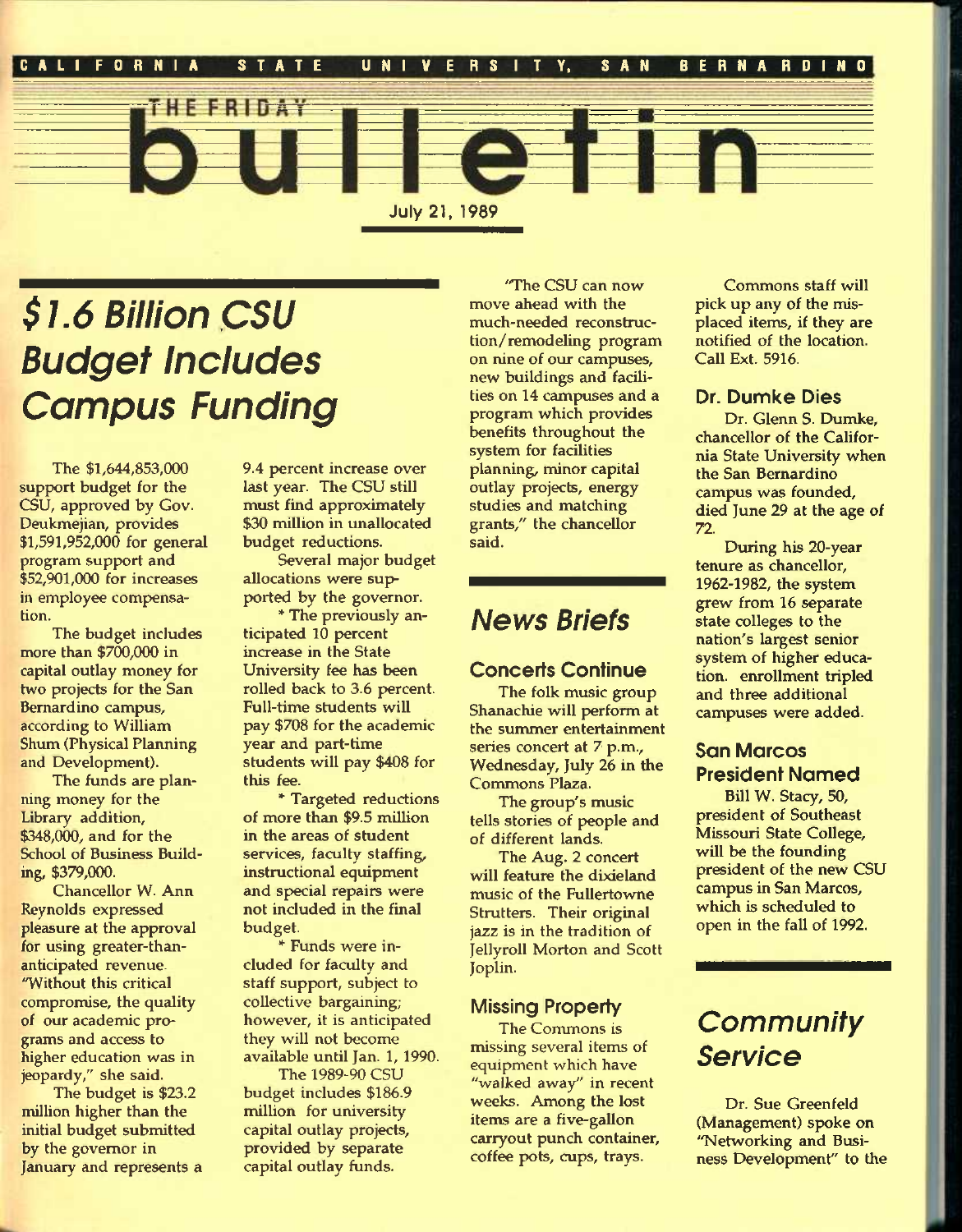CALIFORNIA STATE UNIVERSITY, SAN BERNARDINO

# THE FRIDAY bulletin

July 21, 1989

## $1.6 Billion CSU Budget Includes Campus Funding

The $1,644,853,000 support budget for the CSU, approved by Gov. Deukmejian, provides $1,591,952,000 for general program support and $52,901,000 for increases in employee compensation.

The budget includes more than $700,000 in capital outlay money for two projects for the San Bernardino campus, according to William Shum (Physical Planning and Development).

The funds are planning money for the Library addition, $348,000, and for the School of Business Building, $379,000.

Chancellor W. Ann Reynolds expressed pleasure at the approval for using greater-than-anticipated revenue. "Without this critical compromise, the quality of our academic programs and access to higher education was in jeopardy," she said.

The budget is $23.2 million higher than the initial budget submitted by the governor in January and represents a 9.4 percent increase over last year. The CSU still must find approximately $30 million in unallocated budget reductions.

Several major budget allocations were supported by the governor.

* The previously anticipated 10 percent increase in the State University fee has been rolled back to 3.6 percent. Full-time students will pay $708 for the academic year and part-time students will pay $408 for this fee.

* Targeted reductions of more than $9.5 million in the areas of student services, faculty staffing, instructional equipment and special repairs were not included in the final budget.

* Funds were included for faculty and staff support, subject to collective bargaining; however, it is anticipated they will not become available until Jan. 1, 1990.

The 1989-90 CSU budget includes $186.9 million for university capital outlay projects, provided by separate capital outlay funds.

"The CSU can now move ahead with the much-needed reconstruction/remodeling program on nine of our campuses, new buildings and facilities on 14 campuses and a program which provides benefits throughout the system for facilities planning, minor capital outlay projects, energy studies and matching grants," the chancellor said.

## News Briefs

### Concerts Continue

The folk music group Shanachie will perform at the summer entertainment series concert at 7 p.m., Wednesday, July 26 in the Commons Plaza.

The group's music tells stories of people and of different lands.

The Aug. 2 concert will feature the dixieland music of the Fullertowne Strutters. Their original jazz is in the tradition of Jellyroll Morton and Scott Joplin.

### Missing Property

The Commons is missing several items of equipment which have "walked away" in recent weeks. Among the lost items are a five-gallon carryout punch container, coffee pots, cups, trays.

Commons staff will pick up any of the misplaced items, if they are notified of the location. Call Ext. 5916.

### Dr. Dumke Dies

Dr. Glenn S. Dumke, chancellor of the California State University when the San Bernardino campus was founded, died June 29 at the age of 72.

During his 20-year tenure as chancellor, 1962-1982, the system grew from 16 separate state colleges to the nation's largest senior system of higher education. enrollment tripled and three additional campuses were added.

### San Marcos President Named

Bill W. Stacy, 50, president of Southeast Missouri State College, will be the founding president of the new CSU campus in San Marcos, which is scheduled to open in the fall of 1992.

## Community Service

Dr. Sue Greenfeld (Management) spoke on "Networking and Business Development" to the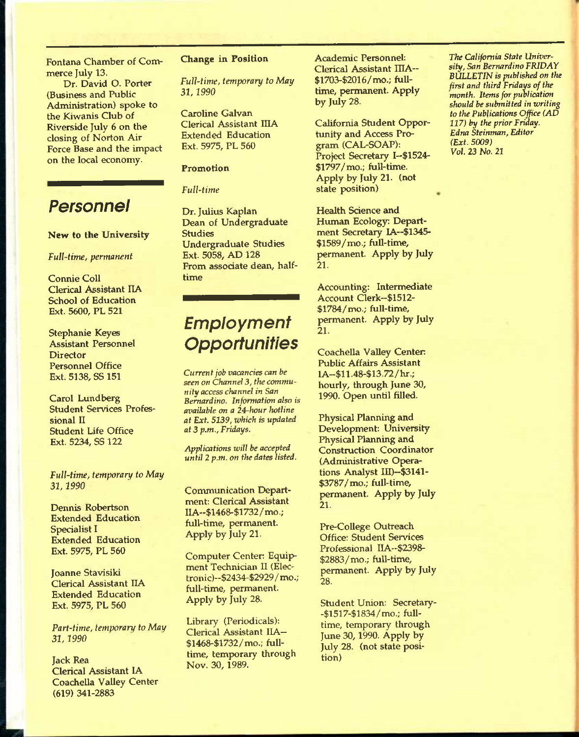Fontana Chamber of Commerce July 13.

Dr. David O. Porter (Business and Public Administration) spoke to the Kiwanis Club of Riverside July 6 on the closing of Norton Air Force Base and the impact on the local economy.

## Personnel

**New to the University**

*Full-time, permanent*

Connie Coll
Clerical Assistant IIA
School of Education
Ext. 5600, PL 521

Stephanie Keyes
Assistant Personnel Director
Personnel Office
Ext. 5138, SS 151

Carol Lundberg
Student Services Professional II
Student Life Office
Ext. 5234, SS 122

*Full-time, temporary to May 31, 1990*

Dennis Robertson
Extended Education Specialist I
Extended Education
Ext. 5975, PL 560

Joanne Stavisiki
Clerical Assistant IIA
Extended Education
Ext. 5975, PL 560

*Part-time, temporary to May 31, 1990*

Jack Rea
Clerical Assistant IA
Coachella Valley Center
(619) 341-2883

**Change in Position**

*Full-time, temporary to May 31, 1990*

Caroline Galvan
Clerical Assistant IIIA
Extended Education
Ext. 5975, PL 560

**Promotion**

*Full-time*

Dr. Julius Kaplan
Dean of Undergraduate Studies
Undergraduate Studies
Ext. 5058, AD 128
From associate dean, half-time

## Employment Opportunities

*Current job vacancies can be seen on Channel 3, the community access channel in San Bernardino. Information also is available on a 24-hour hotline at Ext. 5139, which is updated at 3 p.m., Fridays.*

*Applications will be accepted until 2 p.m. on the dates listed.*

Communication Department: Clerical Assistant IIA--$1468-$1732/mo.; full-time, permanent. Apply by July 21.

Computer Center: Equipment Technician II (Electronic)--$2434-$2929/mo.; full-time, permanent. Apply by July 28.

Library (Periodicals): Clerical Assistant IIA--$1468-$1732/mo.; full-time, temporary through Nov. 30, 1989.

Academic Personnel: Clerical Assistant IIIA--$1703-$2016/mo.; full-time, permanent. Apply by July 28.

California Student Opportunity and Access Program (CAL-SOAP): Project Secretary I--$1524-$1797/mo.; full-time. Apply by July 21. (not state position)

Health Science and Human Ecology: Department Secretary IA--$1345-$1589/mo.; full-time, permanent. Apply by July 21.

Accounting: Intermediate Account Clerk--$1512-$1784/mo.; full-time, permanent. Apply by July 21.

Coachella Valley Center: Public Affairs Assistant IA--$11.48-$13.72/hr.; hourly, through June 30, 1990. Open until filled.

Physical Planning and Development: University Physical Planning and Construction Coordinator (Administrative Operations Analyst III)--$3141-$3787/mo.; full-time, permanent. Apply by July 21.

Pre-College Outreach Office: Student Services Professional IIA--$2398-$2883/mo.; full-time, permanent. Apply by July 28.

Student Union: Secretary--$1517-$1834/mo.; full-time, temporary through June 30, 1990. Apply by July 28. (not state position)

*The California State University, San Bernardino FRIDAY BULLETIN is published on the first and third Fridays of the month. Items for publication should be submitted in writing to the Publications Office (AD 117) by the prior Friday.*
*Edna Steinman, Editor*
*(Ext. 5009)*
*Vol. 23 No. 21*